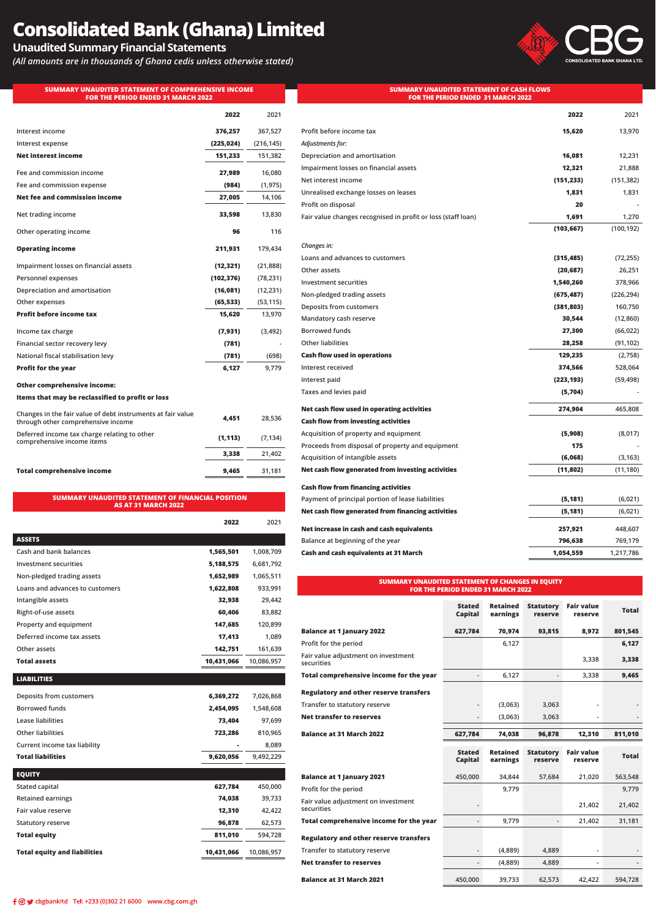# Consolidated Bank (Ghana) Limited

## Unaudited Summary Financial Statements

*(All amounts are in thousands of Ghana cedis unless otherwise stated)*

### SUMMARY UNAUDITED STATEMENT OF COMPREHENSIVE INCOME FOR THE PERIOD ENDED 31 MARCH 2022

| | 2022 | 2021 |
|---|---|---|
| Interest income | 376,257 | 367,527 |
| Interest expense | (225,024) | (216,145) |
| **Net interest income** | **151,233** | 151,382 |
| Fee and commission income | 27,989 | 16,080 |
| Fee and commission expense | (984) | (1,975) |
| **Net fee and commission income** | **27,005** | 14,106 |
| Net trading income | 33,598 | 13,830 |
| Other operating income | 96 | 116 |
| **Operating income** | **211,931** | 179,434 |
| Impairment losses on financial assets | (12,321) | (21,888) |
| Personnel expenses | (102,376) | (78,231) |
| Depreciation and amortisation | (16,081) | (12,231) |
| Other expenses | (65,533) | (53,115) |
| **Profit before income tax** | **15,620** | 13,970 |
| Income tax charge | (7,931) | (3,492) |
| Financial sector recovery levy | (781) | - |
| National fiscal stabilisation levy | (781) | (698) |
| **Profit for the year** | **6,127** | 9,779 |
| **Other comprehensive income:** | | |
| **Items that may be reclassified to profit or loss** | | |
| Changes in the fair value of debt instruments at fair value through other comprehensive income | 4,451 | 28,536 |
| Deferred income tax charge relating to other comprehensive income items | (1,113) | (7,134) |
| | 3,338 | 21,402 |
| **Total comprehensive income** | **9,465** | 31,181 |

### SUMMARY UNAUDITED STATEMENT OF FINANCIAL POSITION AS AT 31 MARCH 2022

| | 2022 | 2021 |
|---|---|---|
| **ASSETS** | | |
| Cash and bank balances | 1,565,501 | 1,008,709 |
| Investment securities | 5,188,575 | 6,681,792 |
| Non-pledged trading assets | 1,652,989 | 1,065,511 |
| Loans and advances to customers | 1,622,808 | 933,991 |
| Intangible assets | 32,938 | 29,442 |
| Right-of-use assets | 60,406 | 83,882 |
| Property and equipment | 147,685 | 120,899 |
| Deferred income tax assets | 17,413 | 1,089 |
| Other assets | 142,751 | 161,639 |
| **Total assets** | **10,431,066** | 10,086,957 |
| **LIABILITIES** | | |
| Deposits from customers | 6,369,272 | 7,026,868 |
| Borrowed funds | 2,454,095 | 1,548,608 |
| Lease liabilities | 73,404 | 97,699 |
| Other liabilities | 723,286 | 810,965 |
| Current income tax liability | - | 8,089 |
| **Total liabilities** | **9,620,056** | 9,492,229 |
| **EQUITY** | | |
| Stated capital | 627,784 | 450,000 |
| Retained earnings | 74,038 | 39,733 |
| Fair value reserve | 12,310 | 42,422 |
| Statutory reserve | 96,878 | 62,573 |
| **Total equity** | **811,010** | 594,728 |
| **Total equity and liabilities** | **10,431,066** | 10,086,957 |

### SUMMARY UNAUDITED STATEMENT OF CASH FLOWS FOR THE PERIOD ENDED 31 MARCH 2022

| | 2022 | 2021 |
|---|---|---|
| Profit before income tax | 15,620 | 13,970 |
| *Adjustments for:* | | |
| Depreciation and amortisation | 16,081 | 12,231 |
| Impairment losses on financial assets | 12,321 | 21,888 |
| Net interest income | (151,233) | (151,382) |
| Unrealised exchange losses on leases | 1,831 | 1,831 |
| Profit on disposal | 20 | - |
| Fair value changes recognised in profit or loss (staff loan) | 1,691 | 1,270 |
| | (103,667) | (100,192) |
| *Changes in:* | | |
| Loans and advances to customers | (315,485) | (72,255) |
| Other assets | (20,687) | 26,251 |
| Investment securities | 1,540,260 | 378,966 |
| Non-pledged trading assets | (675,487) | (226,294) |
| Deposits from customers | (381,803) | 160,750 |
| Mandatory cash reserve | 30,544 | (12,860) |
| Borrowed funds | 27,300 | (66,022) |
| Other liabilities | 28,258 | (91,102) |
| **Cash flow used in operations** | **129,235** | (2,758) |
| Interest received | 374,566 | 528,064 |
| Interest paid | (223,193) | (59,498) |
| Taxes and levies paid | (5,704) | - |
| **Net cash flow used in operating activities** | **274,904** | 465,808 |
| **Cash flow from investing activities** | | |
| Acquisition of property and equipment | (5,908) | (8,017) |
| Proceeds from disposal of property and equipment | 175 | - |
| Acquisition of intangible assets | (6,068) | (3,163) |
| **Net cash flow generated from investing activities** | **(11,802)** | (11,180) |
| **Cash flow from financing activities** | | |
| Payment of principal portion of lease liabilities | (5,181) | (6,021) |
| **Net cash flow generated from financing activities** | **(5,181)** | (6,021) |
| **Net increase in cash and cash equivalents** | **257,921** | 448,607 |
| Balance at beginning of the year | 796,638 | 769,179 |
| **Cash and cash equivalents at 31 March** | **1,054,559** | 1,217,786 |

### SUMMARY UNAUDITED STATEMENT OF CHANGES IN EQUITY FOR THE PERIOD ENDED 31 MARCH 2022

| | Stated Capital | Retained earnings | Statutory reserve | Fair value reserve | Total |
|---|---|---|---|---|---|
| **Balance at 1 January 2022** | **627,784** | **70,974** | **93,815** | **8,972** | **801,545** |
| Profit for the period | | 6,127 | | | **6,127** |
| Fair value adjustment on investment securities | | | | 3,338 | **3,338** |
| **Total comprehensive income for the year** | - | 6,127 | - | 3,338 | **9,465** |
| **Regulatory and other reserve transfers** | | | | | |
| Transfer to statutory reserve | - | (3,063) | 3,063 | - | - |
| **Net transfer to reserves** | - | (3,063) | 3,063 | - | - |
| **Balance at 31 March 2022** | **627,784** | **74,038** | **96,878** | **12,310** | **811,010** |

| | Stated Capital | Retained earnings | Statutory reserve | Fair value reserve | Total |
|---|---|---|---|---|---|
| **Balance at 1 January 2021** | 450,000 | 34,844 | 57,684 | 21,020 | 563,548 |
| Profit for the period | | 9,779 | | | 9,779 |
| Fair value adjustment on investment securities | - | | | 21,402 | 21,402 |
| **Total comprehensive income for the year** | - | 9,779 | - | 21,402 | 31,181 |
| **Regulatory and other reserve transfers** | | | | | |
| Transfer to statutory reserve | - | (4,889) | 4,889 | - | - |
| **Net transfer to reserves** | - | (4,889) | 4,889 | - | - |
| **Balance at 31 March 2021** | 450,000 | 39,733 | 62,573 | 42,422 | 594,728 |

cbgbankltd Tel: +233 (0)302 21 6000 www.cbg.com.gh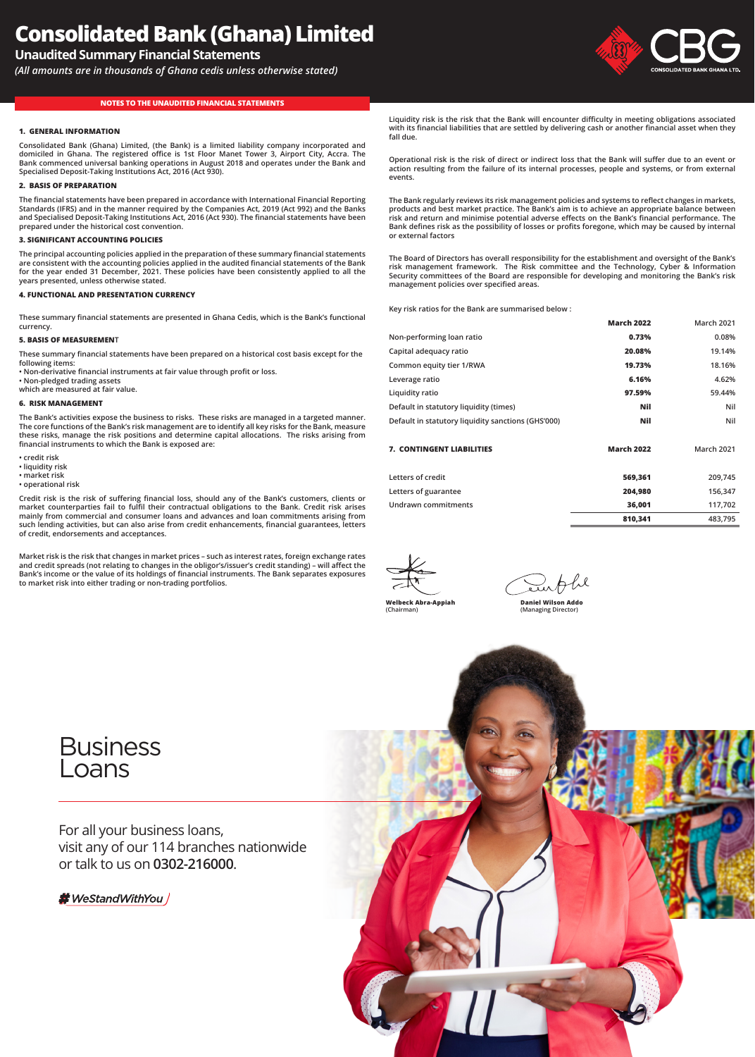# Consolidated Bank (Ghana) Limited

## Unaudited Summary Financial Statements

*(All amounts are in thousands of Ghana cedis unless otherwise stated)*

**NOTES TO THE UNAUDITED FINANCIAL STATEMENTS**

### 1. GENERAL INFORMATION

Consolidated Bank (Ghana) Limited, (the Bank) is a limited liability company incorporated and domiciled in Ghana. The registered office is 1st Floor Manet Tower 3, Airport City, Accra. The Bank commenced universal banking operations in August 2018 and operates under the Bank and Specialised Deposit-Taking Institutions Act, 2016 (Act 930).

### 2. BASIS OF PREPARATION

The financial statements have been prepared in accordance with International Financial Reporting Standards (IFRS) and in the manner required by the Companies Act, 2019 (Act 992) and the Banks and Specialised Deposit-Taking Institutions Act, 2016 (Act 930). The financial statements have been prepared under the historical cost convention.

### 3. SIGNIFICANT ACCOUNTING POLICIES

The principal accounting policies applied in the preparation of these summary financial statements are consistent with the accounting policies applied in the audited financial statements of the Bank for the year ended 31 December, 2021. These policies have been consistently applied to all the years presented, unless otherwise stated.

### 4. FUNCTIONAL AND PRESENTATION CURRENCY

These summary financial statements are presented in Ghana Cedis, which is the Bank's functional currency.

### 5. BASIS OF MEASUREMENT

These summary financial statements have been prepared on a historical cost basis except for the following items:
- Non-derivative financial instruments at fair value through profit or loss.
- Non-pledged trading assets

which are measured at fair value.

### 6. RISK MANAGEMENT

The Bank's activities expose the business to risks. These risks are managed in a targeted manner. The core functions of the Bank's risk management are to identify all key risks for the Bank, measure these risks, manage the risk positions and determine capital allocations. The risks arising from financial instruments to which the Bank is exposed are:

- credit risk
- liquidity risk
- market risk
- operational risk

Credit risk is the risk of suffering financial loss, should any of the Bank's customers, clients or market counterparties fail to fulfil their contractual obligations to the Bank. Credit risk arises mainly from commercial and consumer loans and advances and loan commitments arising from such lending activities, but can also arise from credit enhancements, financial guarantees, letters of credit, endorsements and acceptances.

Market risk is the risk that changes in market prices – such as interest rates, foreign exchange rates and credit spreads (not relating to changes in the obligor's/issuer's credit standing) – will affect the Bank's income or the value of its holdings of financial instruments. The Bank separates exposures to market risk into either trading or non-trading portfolios.

Liquidity risk is the risk that the Bank will encounter difficulty in meeting obligations associated with its financial liabilities that are settled by delivering cash or another financial asset when they fall due.

Operational risk is the risk of direct or indirect loss that the Bank will suffer due to an event or action resulting from the failure of its internal processes, people and systems, or from external events.

The Bank regularly reviews its risk management policies and systems to reflect changes in markets, products and best market practice. The Bank's aim is to achieve an appropriate balance between risk and return and minimise potential adverse effects on the Bank's financial performance. The Bank defines risk as the possibility of losses or profits foregone, which may be caused by internal or external factors

The Board of Directors has overall responsibility for the establishment and oversight of the Bank's risk management framework. The Risk committee and the Technology, Cyber & Information Security committees of the Board are responsible for developing and monitoring the Bank's risk management policies over specified areas.

Key risk ratios for the Bank are summarised below :

| | March 2022 | March 2021 |
|---|---|---|
| Non-performing loan ratio | **0.73%** | 0.08% |
| Capital adequacy ratio | **20.08%** | 19.14% |
| Common equity tier 1/RWA | **19.73%** | 18.16% |
| Leverage ratio | **6.16%** | 4.62% |
| Liquidity ratio | **97.59%** | 59.44% |
| Default in statutory liquidity (times) | **Nil** | Nil |
| Default in statutory liquidity sanctions (GHS'000) | **Nil** | Nil |

### 7. CONTINGENT LIABILITIES

| | March 2022 | March 2021 |
|---|---|---|
| Letters of credit | **569,361** | 209,745 |
| Letters of guarantee | **204,980** | 156,347 |
| Undrawn commitments | **36,001** | 117,702 |
| | **810,341** | 483,795 |

**Welbeck Abra-Appiah**
(Chairman)

**Daniel Wilson Addo**
(Managing Director)

Business Loans

For all your business loans,
visit any of our 114 branches nationwide
or talk to us on **0302-216000**.

#WeStandWithYou